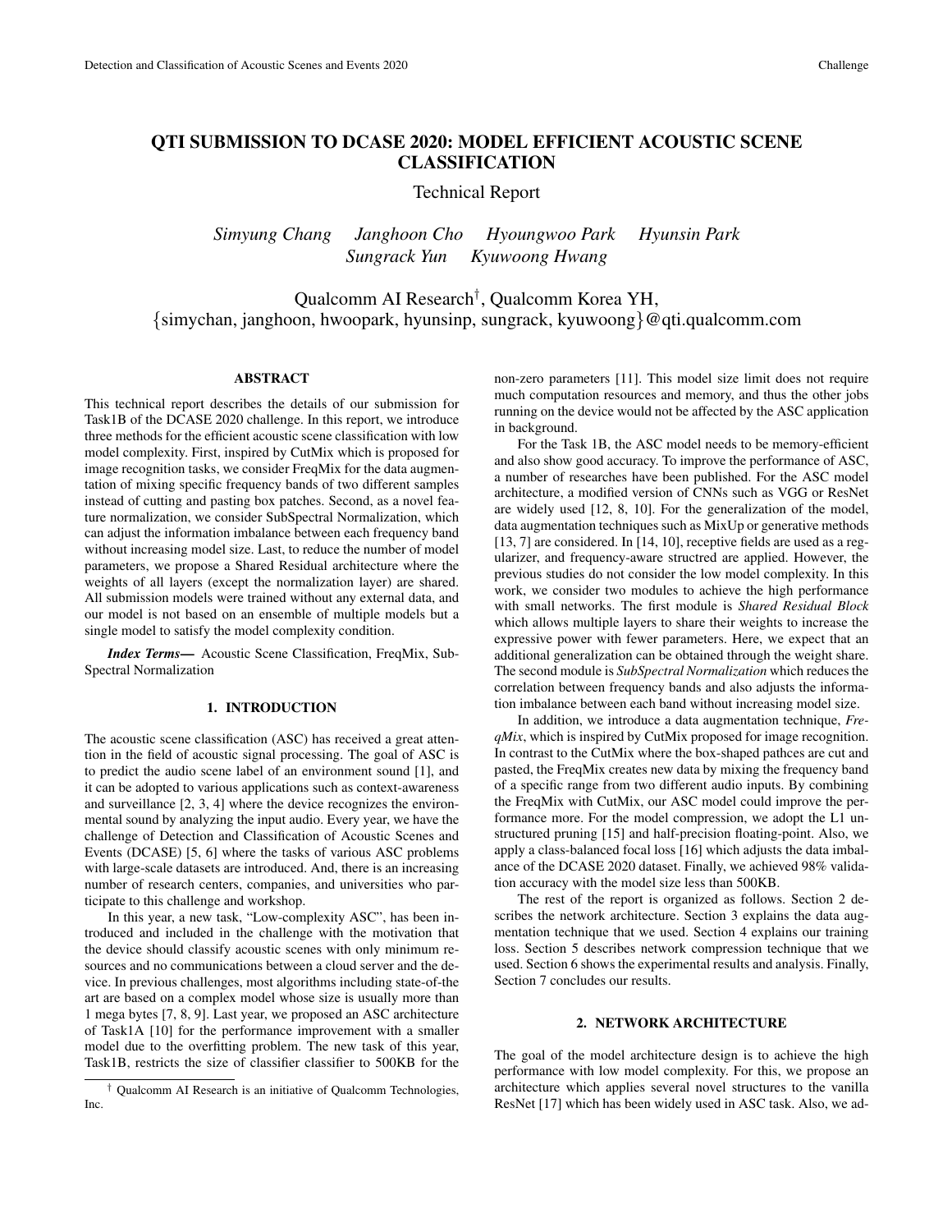# QTI SUBMISSION TO DCASE 2020: MODEL EFFICIENT ACOUSTIC SCENE CLASSIFICATION

Technical Report

*Simyung Chang    Janghoon Cho    Hyoungwoo Park    Hyunsin Park*
*Sungrack Yun    Kyuwoong Hwang*

Qualcomm AI Research[†], Qualcomm Korea YH,
{simychan, janghoon, hwoopark, hyunsinp, sungrack, kyuwoong}@qti.qualcomm.com

## ABSTRACT

This technical report describes the details of our submission for Task1B of the DCASE 2020 challenge. In this report, we introduce three methods for the efficient acoustic scene classification with low model complexity. First, inspired by CutMix which is proposed for image recognition tasks, we consider FreqMix for the data augmentation of mixing specific frequency bands of two different samples instead of cutting and pasting box patches. Second, as a novel feature normalization, we consider SubSpectral Normalization, which can adjust the information imbalance between each frequency band without increasing model size. Last, to reduce the number of model parameters, we propose a Shared Residual architecture where the weights of all layers (except the normalization layer) are shared. All submission models were trained without any external data, and our model is not based on an ensemble of multiple models but a single model to satisfy the model complexity condition.

***Index Terms*—** Acoustic Scene Classification, FreqMix, SubSpectral Normalization

## 1. INTRODUCTION

The acoustic scene classification (ASC) has received a great attention in the field of acoustic signal processing. The goal of ASC is to predict the audio scene label of an environment sound [1], and it can be adopted to various applications such as context-awareness and surveillance [2, 3, 4] where the device recognizes the environmental sound by analyzing the input audio. Every year, we have the challenge of Detection and Classification of Acoustic Scenes and Events (DCASE) [5, 6] where the tasks of various ASC problems with large-scale datasets are introduced. And, there is an increasing number of research centers, companies, and universities who participate to this challenge and workshop.

In this year, a new task, "Low-complexity ASC", has been introduced and included in the challenge with the motivation that the device should classify acoustic scenes with only minimum resources and no communications between a cloud server and the device. In previous challenges, most algorithms including state-of-the art are based on a complex model whose size is usually more than 1 mega bytes [7, 8, 9]. Last year, we proposed an ASC architecture of Task1A [10] for the performance improvement with a smaller model due to the overfitting problem. The new task of this year, Task1B, restricts the size of classifier classifier to 500KB for the non-zero parameters [11]. This model size limit does not require much computation resources and memory, and thus the other jobs running on the device would not be affected by the ASC application in background.

For the Task 1B, the ASC model needs to be memory-efficient and also show good accuracy. To improve the performance of ASC, a number of researches have been published. For the ASC model architecture, a modified version of CNNs such as VGG or ResNet are widely used [12, 8, 10]. For the generalization of the model, data augmentation techniques such as MixUp or generative methods [13, 7] are considered. In [14, 10], receptive fields are used as a regularizer, and frequency-aware structred are applied. However, the previous studies do not consider the low model complexity. In this work, we consider two modules to achieve the high performance with small networks. The first module is *Shared Residual Block* which allows multiple layers to share their weights to increase the expressive power with fewer parameters. Here, we expect that an additional generalization can be obtained through the weight share. The second module is *SubSpectral Normalization* which reduces the correlation between frequency bands and also adjusts the information imbalance between each band without increasing model size.

In addition, we introduce a data augmentation technique, *FreqMix*, which is inspired by CutMix proposed for image recognition. In contrast to the CutMix where the box-shaped pathces are cut and pasted, the FreqMix creates new data by mixing the frequency band of a specific range from two different audio inputs. By combining the FreqMix with CutMix, our ASC model could improve the performance more. For the model compression, we adopt the L1 unstructured pruning [15] and half-precision floating-point. Also, we apply a class-balanced focal loss [16] which adjusts the data imbalance of the DCASE 2020 dataset. Finally, we achieved 98% validation accuracy with the model size less than 500KB.

The rest of the report is organized as follows. Section 2 describes the network architecture. Section 3 explains the data augmentation technique that we used. Section 4 explains our training loss. Section 5 describes network compression technique that we used. Section 6 shows the experimental results and analysis. Finally, Section 7 concludes our results.

## 2. NETWORK ARCHITECTURE

The goal of the model architecture design is to achieve the high performance with low model complexity. For this, we propose an architecture which applies several novel structures to the vanilla ResNet [17] which has been widely used in ASC task. Also, we ad-

[†] Qualcomm AI Research is an initiative of Qualcomm Technologies, Inc.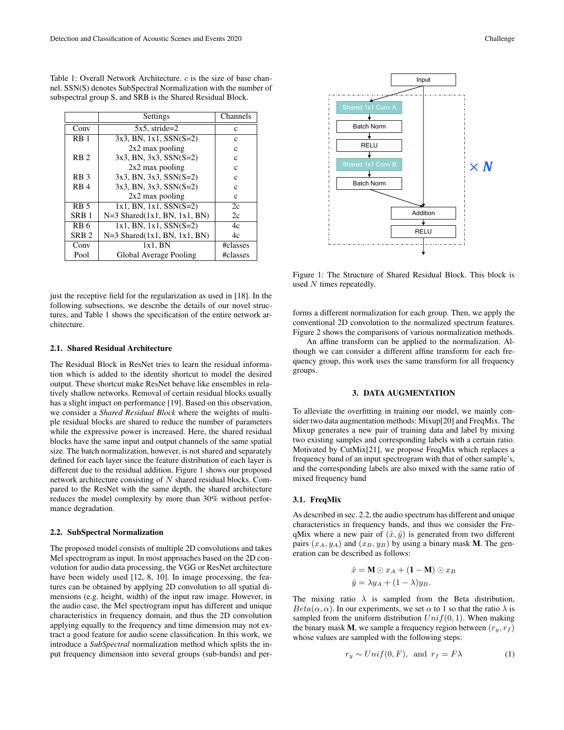Table 1: Overall Network Architecture. $c$ is the size of base channel. SSN(S) denotes SubSpectral Normalization with the number of subspectral group S, and SRB is the Shared Residual Block.

| | Settings | Channels |
|---|---|---|
| Conv | 5x5, stride=2 | c |
| RB 1 | 3x3, BN, 1x1, SSN(S=2) | c |
| | 2x2 max pooling | c |
| RB 2 | 3x3, BN, 3x3, SSN(S=2) | c |
| | 2x2 max pooling | c |
| RB 3 | 3x3, BN, 3x3, SSN(S=2) | c |
| RB 4 | 3x3, BN, 3x3, SSN(S=2) | c |
| | 2x2 max pooling | c |
| RB 5 | 1x1, BN, 1x1, SSN(S=2) | 2c |
| SRB 1 | N=3 Shared(1x1, BN, 1x1, BN) | 2c |
| RB 6 | 1x1, BN, 1x1, SSN(S=2) | 4c |
| SRB 2 | N=3 Shared(1x1, BN, 1x1, BN) | 4c |
| Conv | 1x1, BN | #classes |
| Pool | Global Average Pooling | #classes |

just the receptive field for the regularization as used in [18]. In the following subsections, we describe the details of our novel structures, and Table 1 shows the specification of the entire network architecture.

### 2.1. Shared Residual Architecture

The Residual Block in ResNet tries to learn the residual information which is added to the identity shortcut to model the desired output. These shortcut make ResNet behave like ensembles in relatively shallow networks. Removal of certain residual blocks usually has a slight impact on performance [19]. Based on this observation, we consider a *Shared Residual Block* where the weights of multiple residual blocks are shared to reduce the number of parameters while the expressive power is increased. Here, the shared residual blocks have the same input and output channels of the same spatial size. The batch normalization, however, is not shared and separately defined for each layer since the feature distribution of each layer is different due to the residual addition. Figure 1 shows our proposed network architecture consisting of $N$ shared residual blocks. Compared to the ResNet with the same depth, the shared architecture reduces the model complexity by more than 30% without performance degradation.

### 2.2. SubSpectral Normalization

The proposed model consists of multiple 2D convolutions and takes Mel spectrogram as input. In most approaches based on the 2D convolution for audio data processing, the VGG or ResNet architecture have been widely used [12, 8, 10]. In image processing, the features can be obtained by applying 2D convolution to all spatial dimensions (e.g. height, width) of the input raw image. However, in the audio case, the Mel spectrogram input has different and unique characteristics in frequency domain, and thus the 2D convolution applying equally to the frequency and time dimension may not extract a good feature for audio scene classification. In this work, we introduce a *SubSpectral* normalization method which splits the input frequency dimension into several groups (sub-bands) and performs a different normalization for each group. Then, we apply the conventional 2D convolution to the normalized spectrum features. Figure 2 shows the comparisons of various normalization methods.

An affine transform can be applied to the normalization. Although we can consider a different affine transform for each frequency group, this work uses the same transform for all frequency groups.

Input → Shared 1x1 Conv A → Batch Norm → RELU → Shared 1x1 Conv B → Batch Norm → Addition → RELU (× N)

Figure 1: The Structure of Shared Residual Block. This block is used $N$ times repeatedly.

## 3. DATA AUGMENTATION

To alleviate the overfitting in training our model, we mainly consider two data augmentation methods: Mixup[20] and FreqMix. The Mixup generates a new pair of training data and label by mixing two existing samples and corresponding labels with a certain ratio. Motivated by CutMix[21], we propose FreqMix which replaces a frequency band of an input spectrogram with that of other sample's, and the corresponding labels are also mixed with the same ratio of mixed frequency band

### 3.1. FreqMix

As described in sec. 2.2, the audio spectrum has different and unique characteristics in frequency bands, and thus we consider the FreqMix where a new pair of $(\hat{x}, \hat{y})$ is generated from two different pairs $(x_A, y_A)$ and $(x_B, y_B)$ by using a binary mask $\mathbf{M}$. The generation can be described as follows:

$$
\hat{x} = \mathbf{M} \odot x_A + (\mathbf{1} - \mathbf{M}) \odot x_B
$$
$$
\hat{y} = \lambda y_A + (1 - \lambda) y_B.
$$

The mixing ratio $\lambda$ is sampled from the Beta distribution, $Beta(\alpha, \alpha)$. In our experiments, we set $\alpha$ to 1 so that the ratio $\lambda$ is sampled from the uniform distribution $Unif(0, 1)$. When making the binary mask $\mathbf{M}$, we sample a frequency region between $(r_y, r_f)$ whose values are sampled with the following steps:

$$
r_y \sim Unif(0, F), \;\; \text{and} \;\; r_f = F\lambda \tag{1}
$$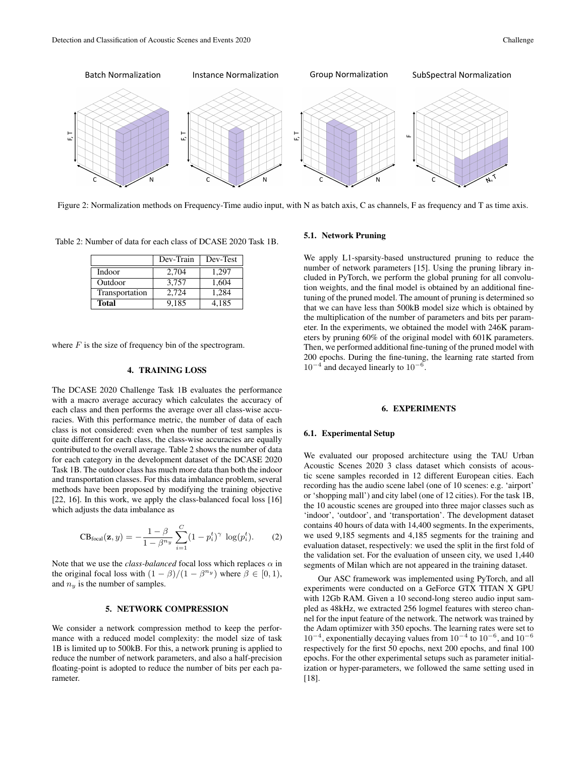Figure 2: Normalization methods on Frequency-Time audio input, with N as batch axis, C as channels, F as frequency and T as time axis.

Table 2: Number of data for each class of DCASE 2020 Task 1B.

| | Dev-Train | Dev-Test |
|---|---|---|
| Indoor | 2,704 | 1,297 |
| Outdoor | 3,757 | 1,604 |
| Transportation | 2,724 | 1,284 |
| **Total** | 9,185 | 4,185 |

where $F$ is the size of frequency bin of the spectrogram.

## 4. TRAINING LOSS

The DCASE 2020 Challenge Task 1B evaluates the performance with a macro average accuracy which calculates the accuracy of each class and then performs the average over all class-wise accuracies. With this performance metric, the number of data of each class is not considered: even when the number of test samples is quite different for each class, the class-wise accuracies are equally contributed to the overall average. Table 2 shows the number of data for each category in the development dataset of the DCASE 2020 Task 1B. The outdoor class has much more data than both the indoor and transportation classes. For this data imbalance problem, several methods have been proposed by modifying the training objective [22, 16]. In this work, we apply the class-balanced focal loss [16] which adjusts the data imbalance as

$$\text{CB}_{\text{focal}}(\mathbf{z}, y) = -\frac{1-\beta}{1-\beta^{n_y}} \sum_{i=1}^{C} (1-p_i^t)^{\gamma} \, \log(p_i^t). \qquad (2)$$

Note that we use the *class-balanced* focal loss which replaces $\alpha$ in the original focal loss with $(1-\beta)/(1-\beta^{n_y})$ where $\beta \in [0, 1)$, and $n_y$ is the number of samples.

## 5. NETWORK COMPRESSION

We consider a network compression method to keep the performance with a reduced model complexity: the model size of task 1B is limited up to 500kB. For this, a network pruning is applied to reduce the number of network parameters, and also a half-precision floating-point is adopted to reduce the number of bits per each parameter.

### 5.1. Network Pruning

We apply L1-sparsity-based unstructured pruning to reduce the number of network parameters [15]. Using the pruning library included in PyTorch, we perform the global pruning for all convolution weights, and the final model is obtained by an additional fine-tuning of the pruned model. The amount of pruning is determined so that we can have less than 500kB model size which is obtained by the multiplication of the number of parameters and bits per parameter. In the experiments, we obtained the model with 246K parameters by pruning 60% of the original model with 601K parameters. Then, we performed additional fine-tuning of the pruned model with 200 epochs. During the fine-tuning, the learning rate started from $10^{-4}$ and decayed linearly to $10^{-6}$.

## 6. EXPERIMENTS

### 6.1. Experimental Setup

We evaluated our proposed architecture using the TAU Urban Acoustic Scenes 2020 3 class dataset which consists of acoustic scene samples recorded in 12 different European cities. Each recording has the audio scene label (one of 10 scenes: e.g. 'airport' or 'shopping mall') and city label (one of 12 cities). For the task 1B, the 10 acoustic scenes are grouped into three major classes such as 'indoor', 'outdoor', and 'transportation'. The development dataset contains 40 hours of data with 14,400 segments. In the experiments, we used 9,185 segments and 4,185 segments for the training and evaluation dataset, respectively: we used the split in the first fold of the validation set. For the evaluation of unseen city, we used 1,440 segments of Milan which are not appeared in the training dataset.

Our ASC framework was implemented using PyTorch, and all experiments were conducted on a GeForce GTX TITAN X GPU with 12Gb RAM. Given a 10 second-long stereo audio input sampled as 48kHz, we extracted 256 logmel features with stereo channel for the input feature of the network. The network was trained by the Adam optimizer with 350 epochs. The learning rates were set to $10^{-4}$, exponentially decaying values from $10^{-4}$ to $10^{-6}$, and $10^{-6}$ respectively for the first 50 epochs, next 200 epochs, and final 100 epochs. For the other experimental setups such as parameter initialization or hyper-parameters, we followed the same setting used in [18].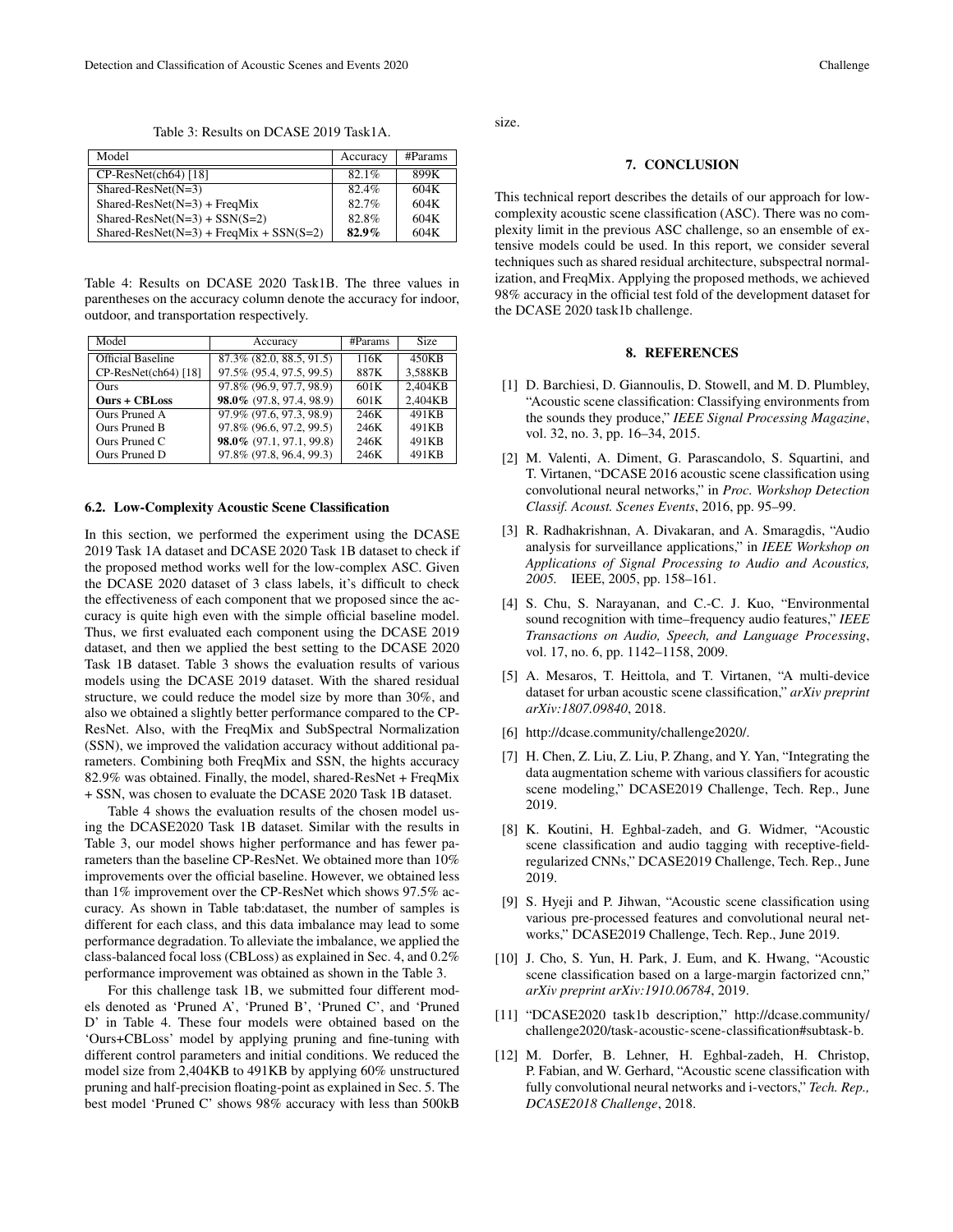Table 3: Results on DCASE 2019 Task1A.

| Model | Accuracy | #Params |
|---|---|---|
| CP-ResNet(ch64) [18] | 82.1% | 899K |
| Shared-ResNet(N=3) | 82.4% | 604K |
| Shared-ResNet(N=3) + FreqMix | 82.7% | 604K |
| Shared-ResNet(N=3) + SSN(S=2) | 82.8% | 604K |
| Shared-ResNet(N=3) + FreqMix + SSN(S=2) | **82.9%** | 604K |

Table 4: Results on DCASE 2020 Task1B. The three values in parentheses on the accuracy column denote the accuracy for indoor, outdoor, and transportation respectively.

| Model | Accuracy | #Params | Size |
|---|---|---|---|
| Official Baseline | 87.3% (82.0, 88.5, 91.5) | 116K | 450KB |
| CP-ResNet(ch64) [18] | 97.5% (95.4, 97.5, 99.5) | 887K | 3,588KB |
| Ours | 97.8% (96.9, 97.7, 98.9) | 601K | 2,404KB |
| **Ours + CBLoss** | **98.0%** (97.8, 97.4, 98.9) | 601K | 2,404KB |
| Ours Pruned A | 97.9% (97.6, 97.3, 98.9) | 246K | 491KB |
| Ours Pruned B | 97.8% (96.6, 97.2, 99.5) | 246K | 491KB |
| Ours Pruned C | **98.0%** (97.1, 97.1, 99.8) | 246K | 491KB |
| Ours Pruned D | 97.8% (97.8, 96.4, 99.3) | 246K | 491KB |

### 6.2. Low-Complexity Acoustic Scene Classification

In this section, we performed the experiment using the DCASE 2019 Task 1A dataset and DCASE 2020 Task 1B dataset to check if the proposed method works well for the low-complex ASC. Given the DCASE 2020 dataset of 3 class labels, it's difficult to check the effectiveness of each component that we proposed since the accuracy is quite high even with the simple official baseline model. Thus, we first evaluated each component using the DCASE 2019 dataset, and then we applied the best setting to the DCASE 2020 Task 1B dataset. Table 3 shows the evaluation results of various models using the DCASE 2019 dataset. With the shared residual structure, we could reduce the model size by more than 30%, and also we obtained a slightly better performance compared to the CP-ResNet. Also, with the FreqMix and SubSpectral Normalization (SSN), we improved the validation accuracy without additional parameters. Combining both FreqMix and SSN, the hights accuracy 82.9% was obtained. Finally, the model, shared-ResNet + FreqMix + SSN, was chosen to evaluate the DCASE 2020 Task 1B dataset.

Table 4 shows the evaluation results of the chosen model using the DCASE2020 Task 1B dataset. Similar with the results in Table 3, our model shows higher performance and has fewer parameters than the baseline CP-ResNet. We obtained more than 10% improvements over the official baseline. However, we obtained less than 1% improvement over the CP-ResNet which shows 97.5% accuracy. As shown in Table tab:dataset, the number of samples is different for each class, and this data imbalance may lead to some performance degradation. To alleviate the imbalance, we applied the class-balanced focal loss (CBLoss) as explained in Sec. 4, and 0.2% performance improvement was obtained as shown in the Table 3.

For this challenge task 1B, we submitted four different models denoted as 'Pruned A', 'Pruned B', 'Pruned C', and 'Pruned D' in Table 4. These four models were obtained based on the 'Ours+CBLoss' model by applying pruning and fine-tuning with different control parameters and initial conditions. We reduced the model size from 2,404KB to 491KB by applying 60% unstructured pruning and half-precision floating-point as explained in Sec. 5. The best model 'Pruned C' shows 98% accuracy with less than 500kB size.

## 7. CONCLUSION

This technical report describes the details of our approach for low-complexity acoustic scene classification (ASC). There was no complexity limit in the previous ASC challenge, so an ensemble of extensive models could be used. In this report, we consider several techniques such as shared residual architecture, subspectral normalization, and FreqMix. Applying the proposed methods, we achieved 98% accuracy in the official test fold of the development dataset for the DCASE 2020 task1b challenge.

## 8. REFERENCES

[1] D. Barchiesi, D. Giannoulis, D. Stowell, and M. D. Plumbley, "Acoustic scene classification: Classifying environments from the sounds they produce," *IEEE Signal Processing Magazine*, vol. 32, no. 3, pp. 16–34, 2015.

[2] M. Valenti, A. Diment, G. Parascandolo, S. Squartini, and T. Virtanen, "DCASE 2016 acoustic scene classification using convolutional neural networks," in *Proc. Workshop Detection Classif. Acoust. Scenes Events*, 2016, pp. 95–99.

[3] R. Radhakrishnan, A. Divakaran, and A. Smaragdis, "Audio analysis for surveillance applications," in *IEEE Workshop on Applications of Signal Processing to Audio and Acoustics, 2005.* IEEE, 2005, pp. 158–161.

[4] S. Chu, S. Narayanan, and C.-C. J. Kuo, "Environmental sound recognition with time–frequency audio features," *IEEE Transactions on Audio, Speech, and Language Processing*, vol. 17, no. 6, pp. 1142–1158, 2009.

[5] A. Mesaros, T. Heittola, and T. Virtanen, "A multi-device dataset for urban acoustic scene classification," *arXiv preprint arXiv:1807.09840*, 2018.

[6] http://dcase.community/challenge2020/.

[7] H. Chen, Z. Liu, Z. Liu, P. Zhang, and Y. Yan, "Integrating the data augmentation scheme with various classifiers for acoustic scene modeling," DCASE2019 Challenge, Tech. Rep., June 2019.

[8] K. Koutini, H. Eghbal-zadeh, and G. Widmer, "Acoustic scene classification and audio tagging with receptive-field-regularized CNNs," DCASE2019 Challenge, Tech. Rep., June 2019.

[9] S. Hyeji and P. Jihwan, "Acoustic scene classification using various pre-processed features and convolutional neural networks," DCASE2019 Challenge, Tech. Rep., June 2019.

[10] J. Cho, S. Yun, H. Park, J. Eum, and K. Hwang, "Acoustic scene classification based on a large-margin factorized cnn," *arXiv preprint arXiv:1910.06784*, 2019.

[11] "DCASE2020 task1b description," http://dcase.community/challenge2020/task-acoustic-scene-classification#subtask-b.

[12] M. Dorfer, B. Lehner, H. Eghbal-zadeh, H. Christop, P. Fabian, and W. Gerhard, "Acoustic scene classification with fully convolutional neural networks and i-vectors," *Tech. Rep., DCASE2018 Challenge*, 2018.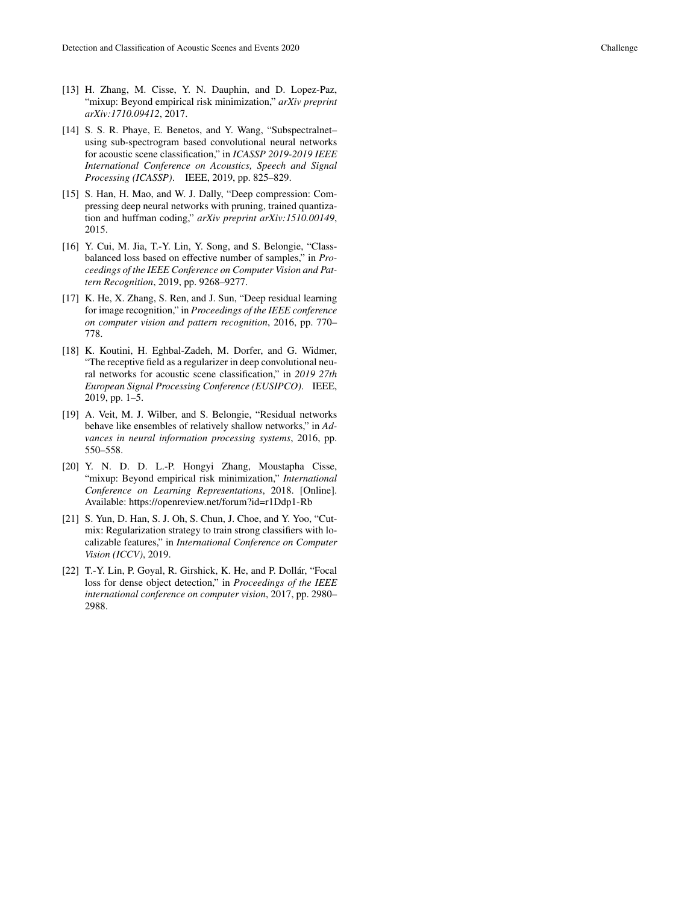[13] H. Zhang, M. Cisse, Y. N. Dauphin, and D. Lopez-Paz, "mixup: Beyond empirical risk minimization," *arXiv preprint arXiv:1710.09412*, 2017.

[14] S. S. R. Phaye, E. Benetos, and Y. Wang, "Subspectralnet–using sub-spectrogram based convolutional neural networks for acoustic scene classification," in *ICASSP 2019-2019 IEEE International Conference on Acoustics, Speech and Signal Processing (ICASSP)*. IEEE, 2019, pp. 825–829.

[15] S. Han, H. Mao, and W. J. Dally, "Deep compression: Compressing deep neural networks with pruning, trained quantization and huffman coding," *arXiv preprint arXiv:1510.00149*, 2015.

[16] Y. Cui, M. Jia, T.-Y. Lin, Y. Song, and S. Belongie, "Class-balanced loss based on effective number of samples," in *Proceedings of the IEEE Conference on Computer Vision and Pattern Recognition*, 2019, pp. 9268–9277.

[17] K. He, X. Zhang, S. Ren, and J. Sun, "Deep residual learning for image recognition," in *Proceedings of the IEEE conference on computer vision and pattern recognition*, 2016, pp. 770–778.

[18] K. Koutini, H. Eghbal-Zadeh, M. Dorfer, and G. Widmer, "The receptive field as a regularizer in deep convolutional neural networks for acoustic scene classification," in *2019 27th European Signal Processing Conference (EUSIPCO)*. IEEE, 2019, pp. 1–5.

[19] A. Veit, M. J. Wilber, and S. Belongie, "Residual networks behave like ensembles of relatively shallow networks," in *Advances in neural information processing systems*, 2016, pp. 550–558.

[20] Y. N. D. D. L.-P. Hongyi Zhang, Moustapha Cisse, "mixup: Beyond empirical risk minimization," *International Conference on Learning Representations*, 2018. [Online]. Available: https://openreview.net/forum?id=r1Ddp1-Rb

[21] S. Yun, D. Han, S. J. Oh, S. Chun, J. Choe, and Y. Yoo, "Cutmix: Regularization strategy to train strong classifiers with localizable features," in *International Conference on Computer Vision (ICCV)*, 2019.

[22] T.-Y. Lin, P. Goyal, R. Girshick, K. He, and P. Dollár, "Focal loss for dense object detection," in *Proceedings of the IEEE international conference on computer vision*, 2017, pp. 2980–2988.